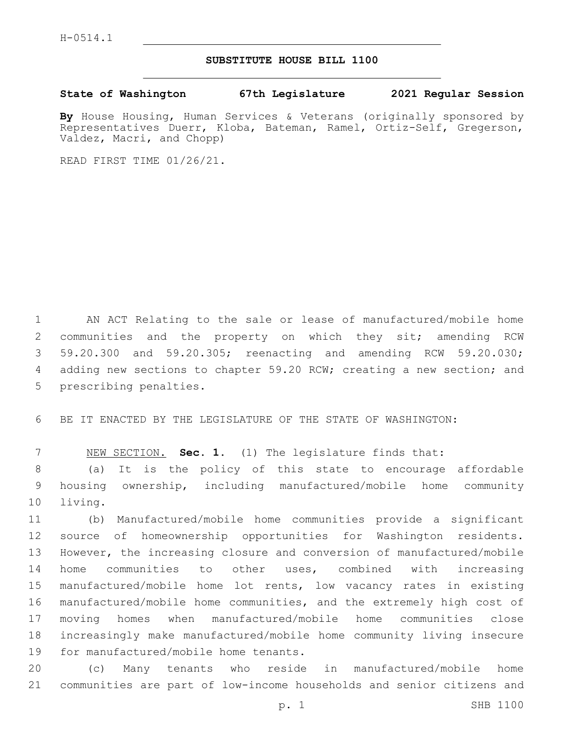H-0514.1

# SUBSTITUTE HOUSE BILL 1100

**State of Washington 67th Legislature 2021 Regular Session**

**By** House Housing, Human Services & Veterans (originally sponsored by Representatives Duerr, Kloba, Bateman, Ramel, Ortiz-Self, Gregerson, Valdez, Macri, and Chopp)

READ FIRST TIME 01/26/21.

AN ACT Relating to the sale or lease of manufactured/mobile home communities and the property on which they sit; amending RCW 59.20.300 and 59.20.305; reenacting and amending RCW 59.20.030; adding new sections to chapter 59.20 RCW; creating a new section; and prescribing penalties.

BE IT ENACTED BY THE LEGISLATURE OF THE STATE OF WASHINGTON:

NEW SECTION. **Sec. 1.** (1) The legislature finds that:

(a) It is the policy of this state to encourage affordable housing ownership, including manufactured/mobile home community living.

(b) Manufactured/mobile home communities provide a significant source of homeownership opportunities for Washington residents. However, the increasing closure and conversion of manufactured/mobile home communities to other uses, combined with increasing manufactured/mobile home lot rents, low vacancy rates in existing manufactured/mobile home communities, and the extremely high cost of moving homes when manufactured/mobile home communities close increasingly make manufactured/mobile home community living insecure for manufactured/mobile home tenants.

(c) Many tenants who reside in manufactured/mobile home communities are part of low-income households and senior citizens and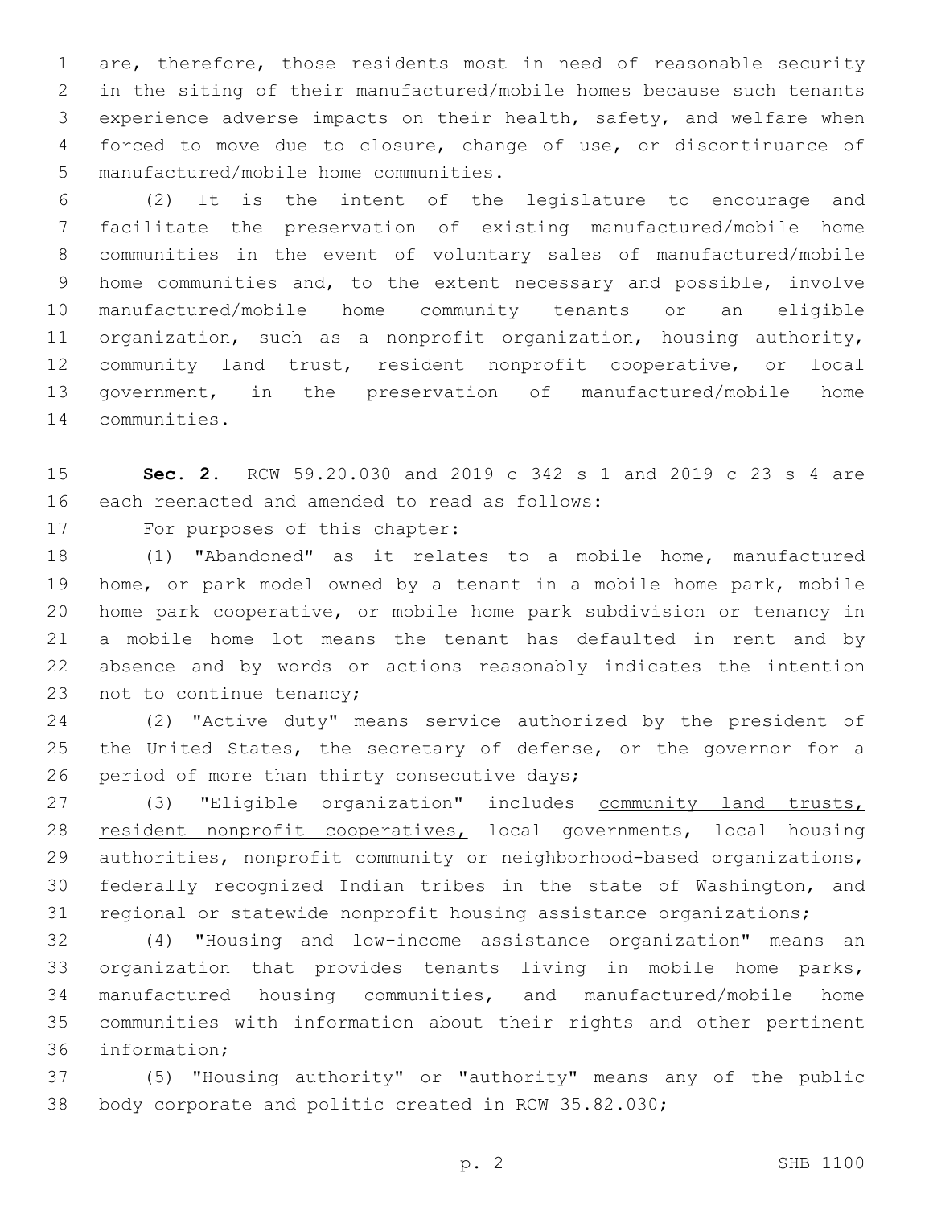are, therefore, those residents most in need of reasonable security in the siting of their manufactured/mobile homes because such tenants experience adverse impacts on their health, safety, and welfare when forced to move due to closure, change of use, or discontinuance of manufactured/mobile home communities.

(2) It is the intent of the legislature to encourage and facilitate the preservation of existing manufactured/mobile home communities in the event of voluntary sales of manufactured/mobile home communities and, to the extent necessary and possible, involve manufactured/mobile home community tenants or an eligible organization, such as a nonprofit organization, housing authority, community land trust, resident nonprofit cooperative, or local government, in the preservation of manufactured/mobile home communities.

**Sec. 2.** RCW 59.20.030 and 2019 c 342 s 1 and 2019 c 23 s 4 are each reenacted and amended to read as follows:

For purposes of this chapter:

(1) "Abandoned" as it relates to a mobile home, manufactured home, or park model owned by a tenant in a mobile home park, mobile home park cooperative, or mobile home park subdivision or tenancy in a mobile home lot means the tenant has defaulted in rent and by absence and by words or actions reasonably indicates the intention not to continue tenancy;

(2) "Active duty" means service authorized by the president of the United States, the secretary of defense, or the governor for a period of more than thirty consecutive days;

(3) "Eligible organization" includes community land trusts, resident nonprofit cooperatives, local governments, local housing authorities, nonprofit community or neighborhood-based organizations, federally recognized Indian tribes in the state of Washington, and regional or statewide nonprofit housing assistance organizations;

(4) "Housing and low-income assistance organization" means an organization that provides tenants living in mobile home parks, manufactured housing communities, and manufactured/mobile home communities with information about their rights and other pertinent information;

(5) "Housing authority" or "authority" means any of the public body corporate and politic created in RCW 35.82.030;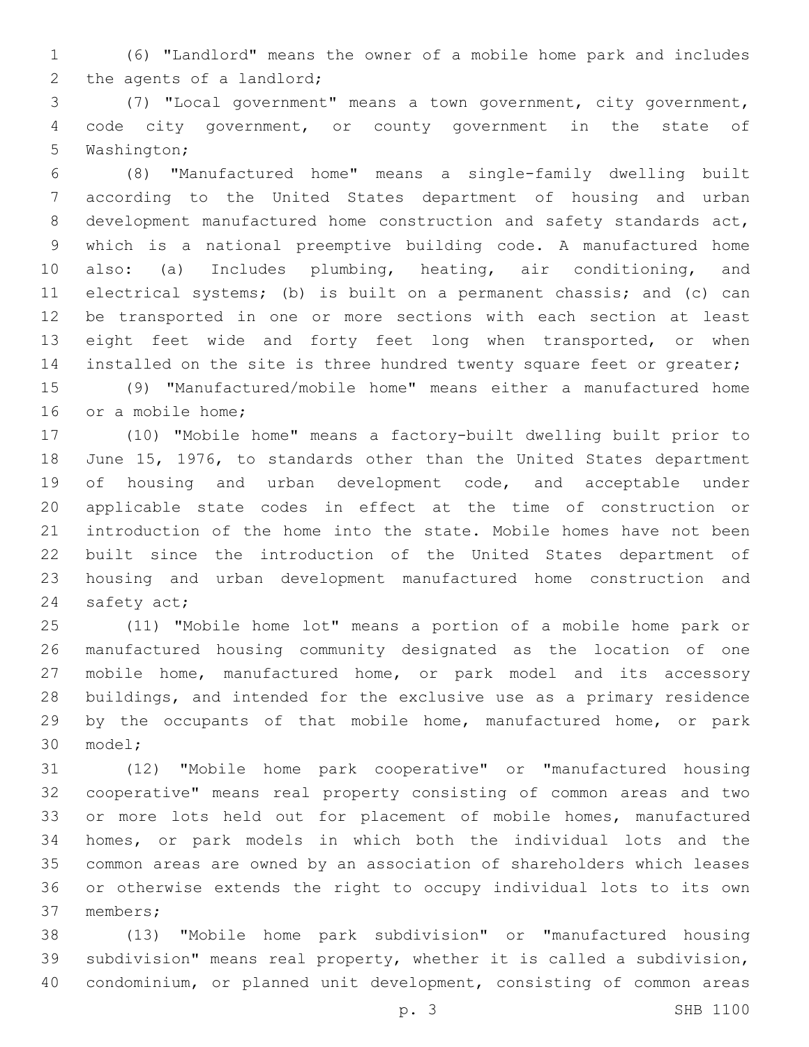(6) "Landlord" means the owner of a mobile home park and includes the agents of a landlord;

(7) "Local government" means a town government, city government, code city government, or county government in the state of Washington;

(8) "Manufactured home" means a single-family dwelling built according to the United States department of housing and urban development manufactured home construction and safety standards act, which is a national preemptive building code. A manufactured home also: (a) Includes plumbing, heating, air conditioning, and electrical systems; (b) is built on a permanent chassis; and (c) can be transported in one or more sections with each section at least eight feet wide and forty feet long when transported, or when installed on the site is three hundred twenty square feet or greater;

(9) "Manufactured/mobile home" means either a manufactured home or a mobile home;

(10) "Mobile home" means a factory-built dwelling built prior to June 15, 1976, to standards other than the United States department of housing and urban development code, and acceptable under applicable state codes in effect at the time of construction or introduction of the home into the state. Mobile homes have not been built since the introduction of the United States department of housing and urban development manufactured home construction and safety act;

(11) "Mobile home lot" means a portion of a mobile home park or manufactured housing community designated as the location of one mobile home, manufactured home, or park model and its accessory buildings, and intended for the exclusive use as a primary residence by the occupants of that mobile home, manufactured home, or park model;

(12) "Mobile home park cooperative" or "manufactured housing cooperative" means real property consisting of common areas and two or more lots held out for placement of mobile homes, manufactured homes, or park models in which both the individual lots and the common areas are owned by an association of shareholders which leases or otherwise extends the right to occupy individual lots to its own members;

(13) "Mobile home park subdivision" or "manufactured housing subdivision" means real property, whether it is called a subdivision, condominium, or planned unit development, consisting of common areas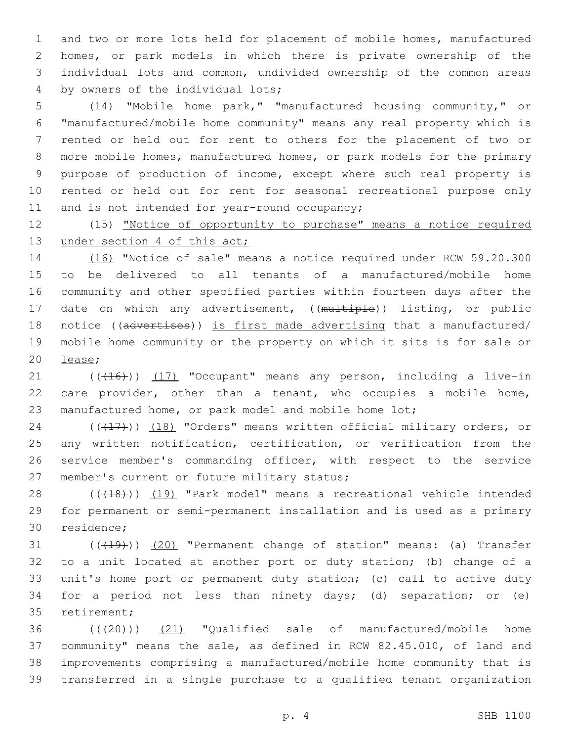and two or more lots held for placement of mobile homes, manufactured homes, or park models in which there is private ownership of the individual lots and common, undivided ownership of the common areas by owners of the individual lots;

(14) "Mobile home park," "manufactured housing community," or "manufactured/mobile home community" means any real property which is rented or held out for rent to others for the placement of two or more mobile homes, manufactured homes, or park models for the primary purpose of production of income, except where such real property is rented or held out for rent for seasonal recreational purpose only and is not intended for year-round occupancy;

(15) <u>"Notice of opportunity to purchase" means a notice required under section 4 of this act;</u>

<u>(16)</u> "Notice of sale" means a notice required under RCW 59.20.300 to be delivered to all tenants of a manufactured/mobile home community and other specified parties within fourteen days after the date on which any advertisement, ((~~multiple~~)) listing, or public notice ((~~advertises~~)) <u>is first made advertising</u> that a manufactured/mobile home community <u>or the property on which it sits</u> is for sale <u>or lease</u>;

((~~(16)~~)) <u>(17)</u> "Occupant" means any person, including a live-in care provider, other than a tenant, who occupies a mobile home, manufactured home, or park model and mobile home lot;

((~~(17)~~)) <u>(18)</u> "Orders" means written official military orders, or any written notification, certification, or verification from the service member's commanding officer, with respect to the service member's current or future military status;

((~~(18)~~)) <u>(19)</u> "Park model" means a recreational vehicle intended for permanent or semi-permanent installation and is used as a primary residence;

((~~(19)~~)) <u>(20)</u> "Permanent change of station" means: (a) Transfer to a unit located at another port or duty station; (b) change of a unit's home port or permanent duty station; (c) call to active duty for a period not less than ninety days; (d) separation; or (e) retirement;

((~~(20)~~)) <u>(21)</u> "Qualified sale of manufactured/mobile home community" means the sale, as defined in RCW 82.45.010, of land and improvements comprising a manufactured/mobile home community that is transferred in a single purchase to a qualified tenant organization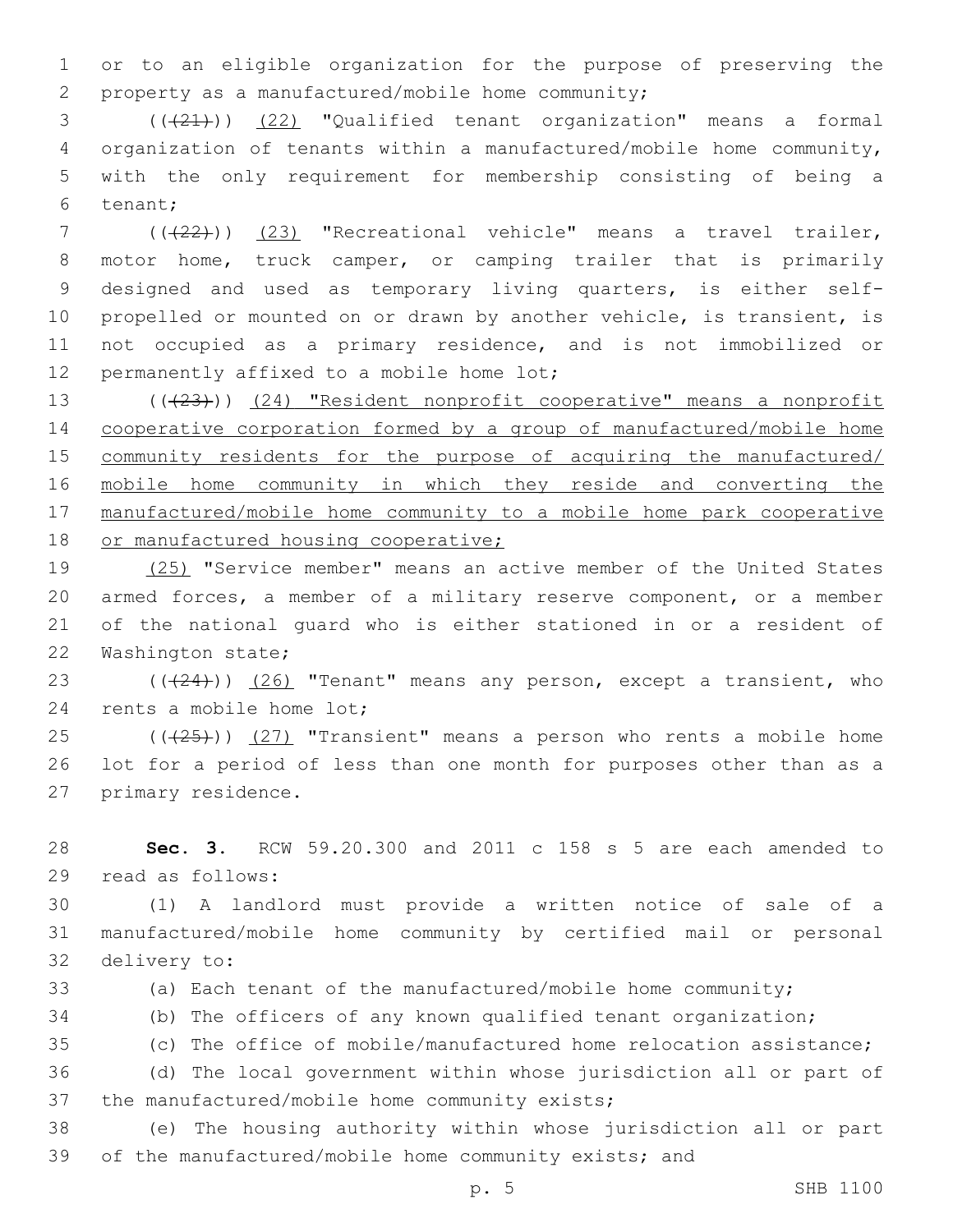or to an eligible organization for the purpose of preserving the property as a manufactured/mobile home community;

((~~(21)~~)) <u>(22)</u> "Qualified tenant organization" means a formal organization of tenants within a manufactured/mobile home community, with the only requirement for membership consisting of being a tenant;

((~~(22)~~)) <u>(23)</u> "Recreational vehicle" means a travel trailer, motor home, truck camper, or camping trailer that is primarily designed and used as temporary living quarters, is either self-propelled or mounted on or drawn by another vehicle, is transient, is not occupied as a primary residence, and is not immobilized or permanently affixed to a mobile home lot;

((~~(23)~~)) <u>(24) "Resident nonprofit cooperative" means a nonprofit cooperative corporation formed by a group of manufactured/mobile home community residents for the purpose of acquiring the manufactured/mobile home community in which they reside and converting the manufactured/mobile home community to a mobile home park cooperative or manufactured housing cooperative;</u>

<u>(25)</u> "Service member" means an active member of the United States armed forces, a member of a military reserve component, or a member of the national guard who is either stationed in or a resident of Washington state;

((~~(24)~~)) <u>(26)</u> "Tenant" means any person, except a transient, who rents a mobile home lot;

((~~(25)~~)) <u>(27)</u> "Transient" means a person who rents a mobile home lot for a period of less than one month for purposes other than as a primary residence.

**Sec. 3.** RCW 59.20.300 and 2011 c 158 s 5 are each amended to read as follows:

(1) A landlord must provide a written notice of sale of a manufactured/mobile home community by certified mail or personal delivery to:

(a) Each tenant of the manufactured/mobile home community;

(b) The officers of any known qualified tenant organization;

(c) The office of mobile/manufactured home relocation assistance;

(d) The local government within whose jurisdiction all or part of the manufactured/mobile home community exists;

(e) The housing authority within whose jurisdiction all or part of the manufactured/mobile home community exists; and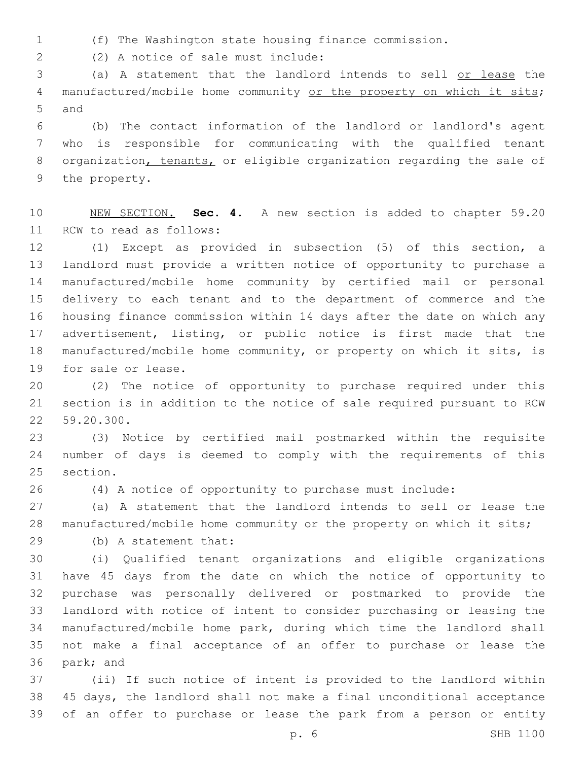(f) The Washington state housing finance commission.

(2) A notice of sale must include:

(a) A statement that the landlord intends to sell or lease the manufactured/mobile home community or the property on which it sits; and

(b) The contact information of the landlord or landlord's agent who is responsible for communicating with the qualified tenant organization, tenants, or eligible organization regarding the sale of the property.

NEW SECTION. **Sec. 4.** A new section is added to chapter 59.20 RCW to read as follows:

(1) Except as provided in subsection (5) of this section, a landlord must provide a written notice of opportunity to purchase a manufactured/mobile home community by certified mail or personal delivery to each tenant and to the department of commerce and the housing finance commission within 14 days after the date on which any advertisement, listing, or public notice is first made that the manufactured/mobile home community, or property on which it sits, is for sale or lease.

(2) The notice of opportunity to purchase required under this section is in addition to the notice of sale required pursuant to RCW 59.20.300.

(3) Notice by certified mail postmarked within the requisite number of days is deemed to comply with the requirements of this section.

(4) A notice of opportunity to purchase must include:

(a) A statement that the landlord intends to sell or lease the manufactured/mobile home community or the property on which it sits;

(b) A statement that:

(i) Qualified tenant organizations and eligible organizations have 45 days from the date on which the notice of opportunity to purchase was personally delivered or postmarked to provide the landlord with notice of intent to consider purchasing or leasing the manufactured/mobile home park, during which time the landlord shall not make a final acceptance of an offer to purchase or lease the park; and

(ii) If such notice of intent is provided to the landlord within 45 days, the landlord shall not make a final unconditional acceptance of an offer to purchase or lease the park from a person or entity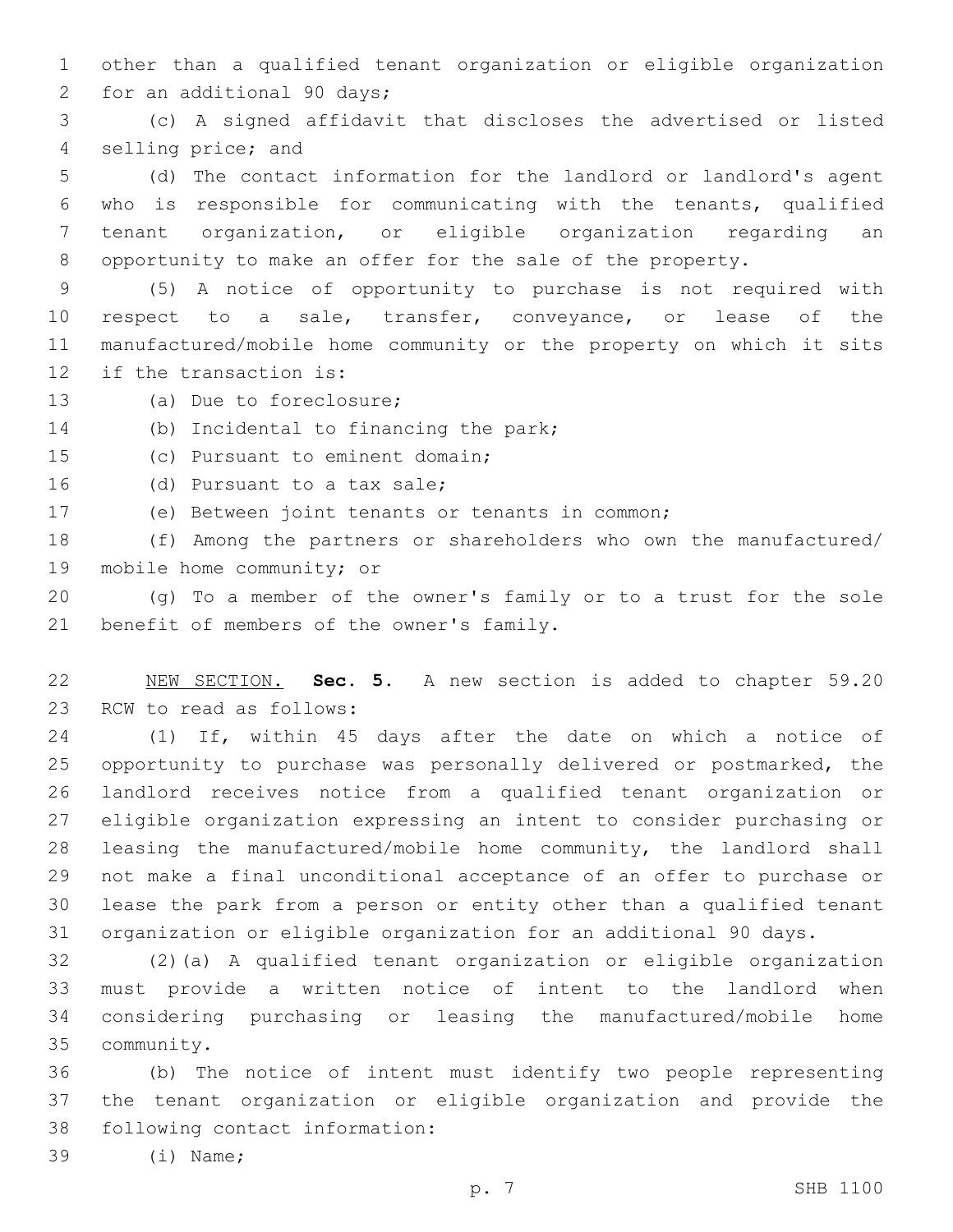other than a qualified tenant organization or eligible organization for an additional 90 days;

(c) A signed affidavit that discloses the advertised or listed selling price; and

(d) The contact information for the landlord or landlord's agent who is responsible for communicating with the tenants, qualified tenant organization, or eligible organization regarding an opportunity to make an offer for the sale of the property.

(5) A notice of opportunity to purchase is not required with respect to a sale, transfer, conveyance, or lease of the manufactured/mobile home community or the property on which it sits if the transaction is:

(a) Due to foreclosure;

(b) Incidental to financing the park;

(c) Pursuant to eminent domain;

(d) Pursuant to a tax sale;

(e) Between joint tenants or tenants in common;

(f) Among the partners or shareholders who own the manufactured/mobile home community; or

(g) To a member of the owner's family or to a trust for the sole benefit of members of the owner's family.

NEW SECTION. **Sec. 5.** A new section is added to chapter 59.20 RCW to read as follows:

(1) If, within 45 days after the date on which a notice of opportunity to purchase was personally delivered or postmarked, the landlord receives notice from a qualified tenant organization or eligible organization expressing an intent to consider purchasing or leasing the manufactured/mobile home community, the landlord shall not make a final unconditional acceptance of an offer to purchase or lease the park from a person or entity other than a qualified tenant organization or eligible organization for an additional 90 days.

(2)(a) A qualified tenant organization or eligible organization must provide a written notice of intent to the landlord when considering purchasing or leasing the manufactured/mobile home community.

(b) The notice of intent must identify two people representing the tenant organization or eligible organization and provide the following contact information:

(i) Name;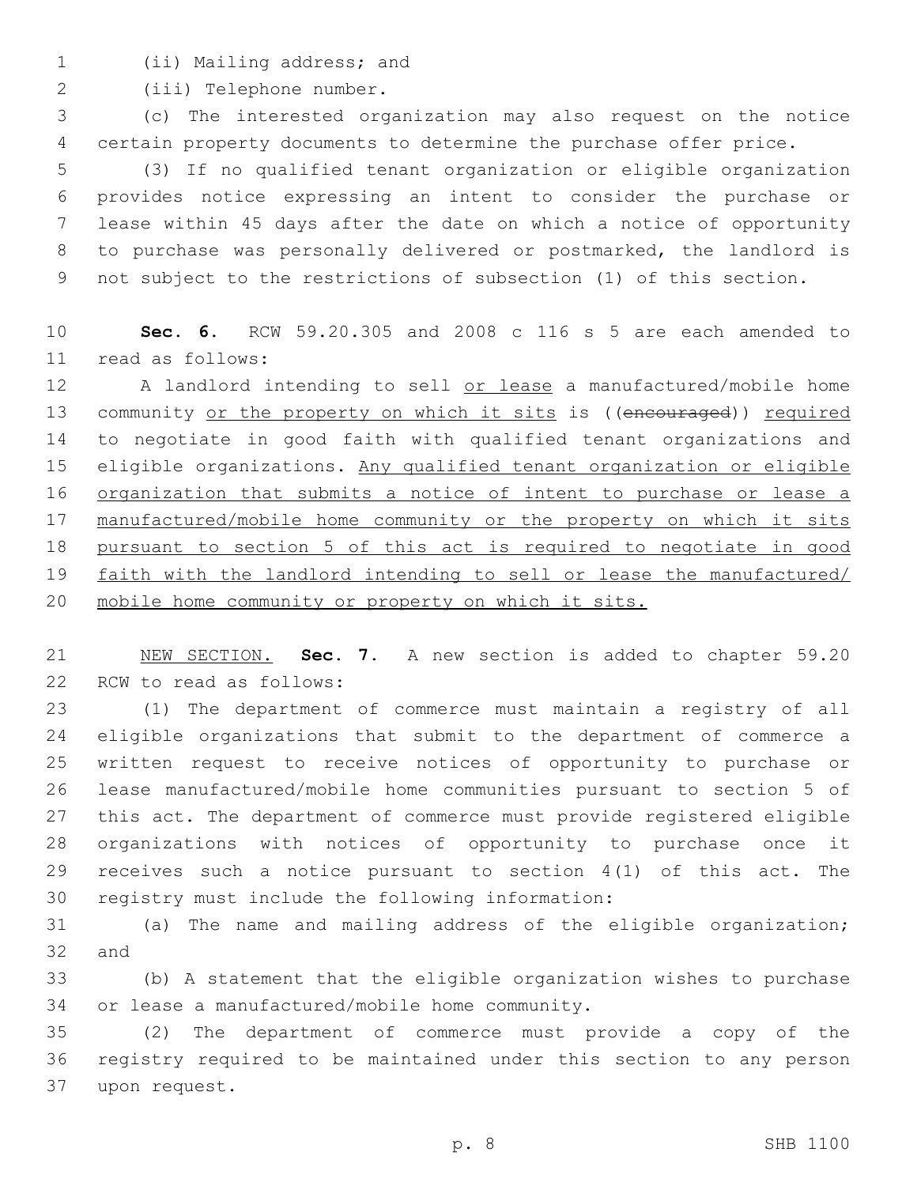(ii) Mailing address; and

(iii) Telephone number.

(c) The interested organization may also request on the notice certain property documents to determine the purchase offer price.

(3) If no qualified tenant organization or eligible organization provides notice expressing an intent to consider the purchase or lease within 45 days after the date on which a notice of opportunity to purchase was personally delivered or postmarked, the landlord is not subject to the restrictions of subsection (1) of this section.

**Sec. 6.** RCW 59.20.305 and 2008 c 116 s 5 are each amended to read as follows:

A landlord intending to sell <u>or lease</u> a manufactured/mobile home community <u>or the property on which it sits</u> is ((~~encouraged~~)) <u>required</u> to negotiate in good faith with qualified tenant organizations and eligible organizations. <u>Any qualified tenant organization or eligible organization that submits a notice of intent to purchase or lease a manufactured/mobile home community or the property on which it sits pursuant to section 5 of this act is required to negotiate in good faith with the landlord intending to sell or lease the manufactured/mobile home community or property on which it sits.</u>

<u>NEW SECTION.</u> **Sec. 7.** A new section is added to chapter 59.20 RCW to read as follows:

(1) The department of commerce must maintain a registry of all eligible organizations that submit to the department of commerce a written request to receive notices of opportunity to purchase or lease manufactured/mobile home communities pursuant to section 5 of this act. The department of commerce must provide registered eligible organizations with notices of opportunity to purchase once it receives such a notice pursuant to section 4(1) of this act. The registry must include the following information:

(a) The name and mailing address of the eligible organization; and

(b) A statement that the eligible organization wishes to purchase or lease a manufactured/mobile home community.

(2) The department of commerce must provide a copy of the registry required to be maintained under this section to any person upon request.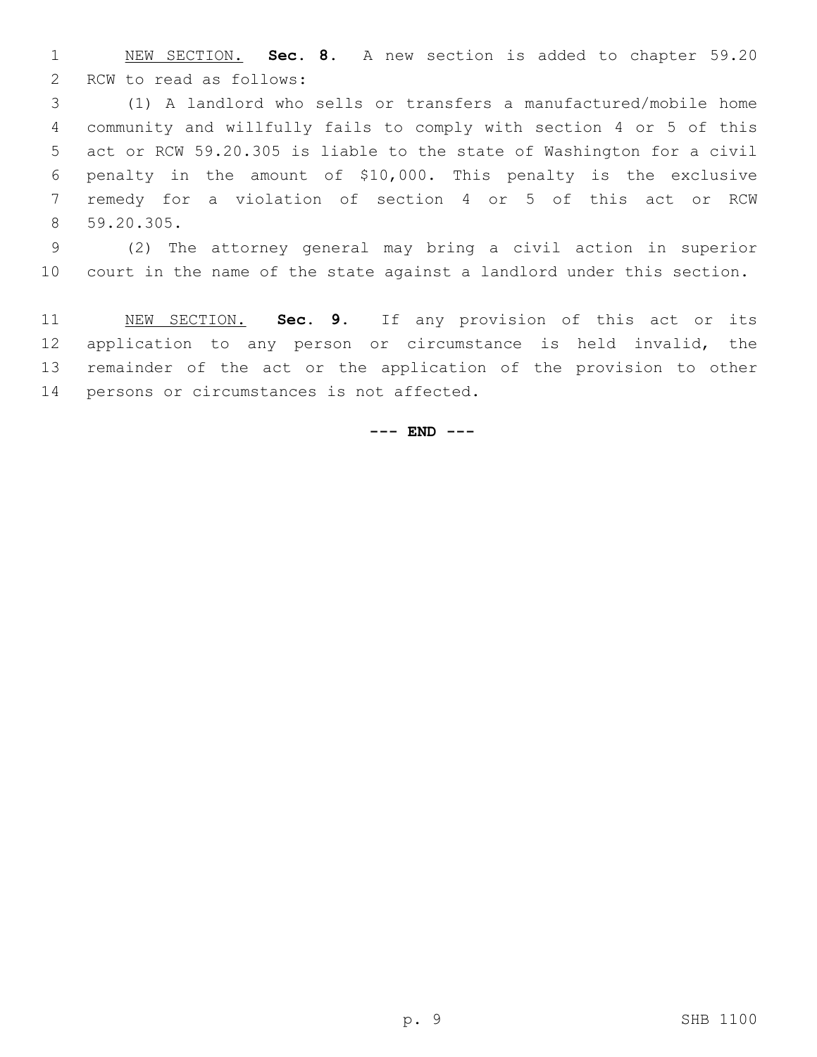NEW SECTION. **Sec. 8.** A new section is added to chapter 59.20 RCW to read as follows:

(1) A landlord who sells or transfers a manufactured/mobile home community and willfully fails to comply with section 4 or 5 of this act or RCW 59.20.305 is liable to the state of Washington for a civil penalty in the amount of $10,000. This penalty is the exclusive remedy for a violation of section 4 or 5 of this act or RCW 59.20.305.

(2) The attorney general may bring a civil action in superior court in the name of the state against a landlord under this section.

NEW SECTION. **Sec. 9.** If any provision of this act or its application to any person or circumstance is held invalid, the remainder of the act or the application of the provision to other persons or circumstances is not affected.

**--- END ---**